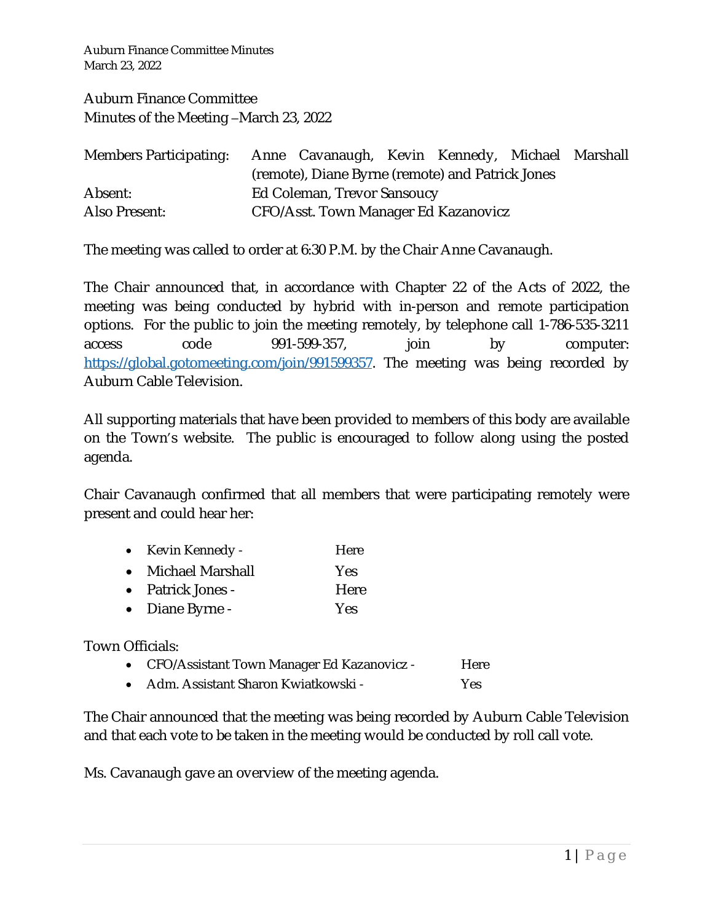Auburn Finance Committee
Minutes of the Meeting –March 23, 2022

| | |
|---|---|
| Members Participating: | Anne Cavanaugh, Kevin Kennedy, Michael Marshall (remote), Diane Byrne (remote) and Patrick Jones |
| Absent: | Ed Coleman, Trevor Sansoucy |
| Also Present: | CFO/Asst. Town Manager Ed Kazanovicz |

The meeting was called to order at 6:30 P.M. by the Chair Anne Cavanaugh.

The Chair announced that, in accordance with Chapter 22 of the Acts of 2022, the meeting was being conducted by hybrid with in-person and remote participation options. For the public to join the meeting remotely, by telephone call 1-786-535-3211 access code 991-599-357, join by computer: https://global.gotomeeting.com/join/991599357. The meeting was being recorded by Auburn Cable Television.

All supporting materials that have been provided to members of this body are available on the Town's website. The public is encouraged to follow along using the posted agenda.

Chair Cavanaugh confirmed that all members that were participating remotely were present and could hear her:

- Kevin Kennedy - Here
- Michael Marshall Yes
- Patrick Jones - Here
- Diane Byrne - Yes

Town Officials:

- CFO/Assistant Town Manager Ed Kazanovicz - Here
- Adm. Assistant Sharon Kwiatkowski - Yes

The Chair announced that the meeting was being recorded by Auburn Cable Television and that each vote to be taken in the meeting would be conducted by roll call vote.

Ms. Cavanaugh gave an overview of the meeting agenda.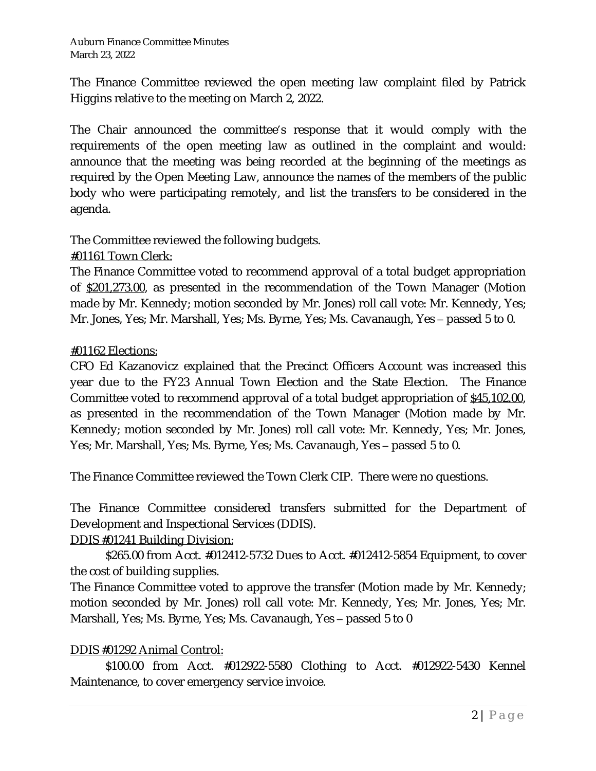The Finance Committee reviewed the open meeting law complaint filed by Patrick Higgins relative to the meeting on March 2, 2022.

The Chair announced the committee's response that it would comply with the requirements of the open meeting law as outlined in the complaint and would: announce that the meeting was being recorded at the beginning of the meetings as required by the Open Meeting Law, announce the names of the members of the public body who were participating remotely, and list the transfers to be considered in the agenda.

The Committee reviewed the following budgets.

<u>#01161 Town Clerk:</u>

The Finance Committee voted to recommend approval of a total budget appropriation of <u>$201,273.00</u>, as presented in the recommendation of the Town Manager (Motion made by Mr. Kennedy; motion seconded by Mr. Jones) roll call vote: Mr. Kennedy, Yes; Mr. Jones, Yes; Mr. Marshall, Yes; Ms. Byrne, Yes; Ms. Cavanaugh, Yes – passed 5 to 0.

<u>#01162 Elections:</u>

CFO Ed Kazanovicz explained that the Precinct Officers Account was increased this year due to the FY23 Annual Town Election and the State Election. The Finance Committee voted to recommend approval of a total budget appropriation of <u>$45,102.00</u>, as presented in the recommendation of the Town Manager (Motion made by Mr. Kennedy; motion seconded by Mr. Jones) roll call vote: Mr. Kennedy, Yes; Mr. Jones, Yes; Mr. Marshall, Yes; Ms. Byrne, Yes; Ms. Cavanaugh, Yes – passed 5 to 0.

The Finance Committee reviewed the Town Clerk CIP. There were no questions.

The Finance Committee considered transfers submitted for the Department of Development and Inspectional Services (DDIS).

<u>DDIS #01241 Building Division:</u>

$265.00 from Acct. #012412-5732 Dues to Acct. #012412-5854 Equipment, to cover the cost of building supplies.

The Finance Committee voted to approve the transfer (Motion made by Mr. Kennedy; motion seconded by Mr. Jones) roll call vote: Mr. Kennedy, Yes; Mr. Jones, Yes; Mr. Marshall, Yes; Ms. Byrne, Yes; Ms. Cavanaugh, Yes – passed 5 to 0

<u>DDIS #01292 Animal Control:</u>

$100.00 from Acct. #012922-5580 Clothing to Acct. #012922-5430 Kennel Maintenance, to cover emergency service invoice.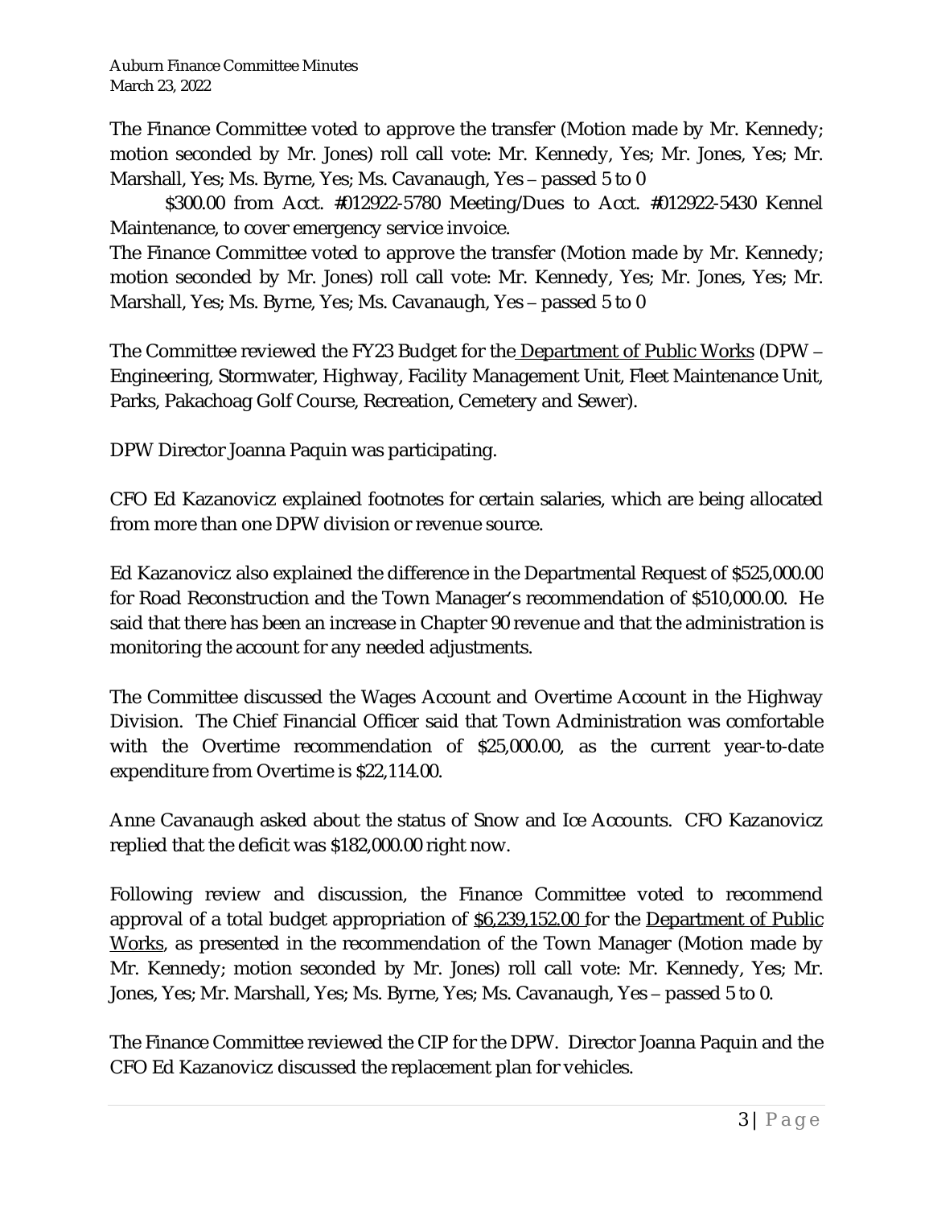The Finance Committee voted to approve the transfer (Motion made by Mr. Kennedy; motion seconded by Mr. Jones) roll call vote: Mr. Kennedy, Yes; Mr. Jones, Yes; Mr. Marshall, Yes; Ms. Byrne, Yes; Ms. Cavanaugh, Yes – passed 5 to 0

$300.00 from Acct. #012922-5780 Meeting/Dues to Acct. #012922-5430 Kennel Maintenance, to cover emergency service invoice.

The Finance Committee voted to approve the transfer (Motion made by Mr. Kennedy; motion seconded by Mr. Jones) roll call vote: Mr. Kennedy, Yes; Mr. Jones, Yes; Mr. Marshall, Yes; Ms. Byrne, Yes; Ms. Cavanaugh, Yes – passed 5 to 0

The Committee reviewed the FY23 Budget for the Department of Public Works (DPW – Engineering, Stormwater, Highway, Facility Management Unit, Fleet Maintenance Unit, Parks, Pakachoag Golf Course, Recreation, Cemetery and Sewer).

DPW Director Joanna Paquin was participating.

CFO Ed Kazanovicz explained footnotes for certain salaries, which are being allocated from more than one DPW division or revenue source.

Ed Kazanovicz also explained the difference in the Departmental Request of $525,000.00 for Road Reconstruction and the Town Manager's recommendation of $510,000.00. He said that there has been an increase in Chapter 90 revenue and that the administration is monitoring the account for any needed adjustments.

The Committee discussed the Wages Account and Overtime Account in the Highway Division. The Chief Financial Officer said that Town Administration was comfortable with the Overtime recommendation of $25,000.00, as the current year-to-date expenditure from Overtime is $22,114.00.

Anne Cavanaugh asked about the status of Snow and Ice Accounts. CFO Kazanovicz replied that the deficit was $182,000.00 right now.

Following review and discussion, the Finance Committee voted to recommend approval of a total budget appropriation of $6,239,152.00 for the Department of Public Works, as presented in the recommendation of the Town Manager (Motion made by Mr. Kennedy; motion seconded by Mr. Jones) roll call vote: Mr. Kennedy, Yes; Mr. Jones, Yes; Mr. Marshall, Yes; Ms. Byrne, Yes; Ms. Cavanaugh, Yes – passed 5 to 0.

The Finance Committee reviewed the CIP for the DPW. Director Joanna Paquin and the CFO Ed Kazanovicz discussed the replacement plan for vehicles.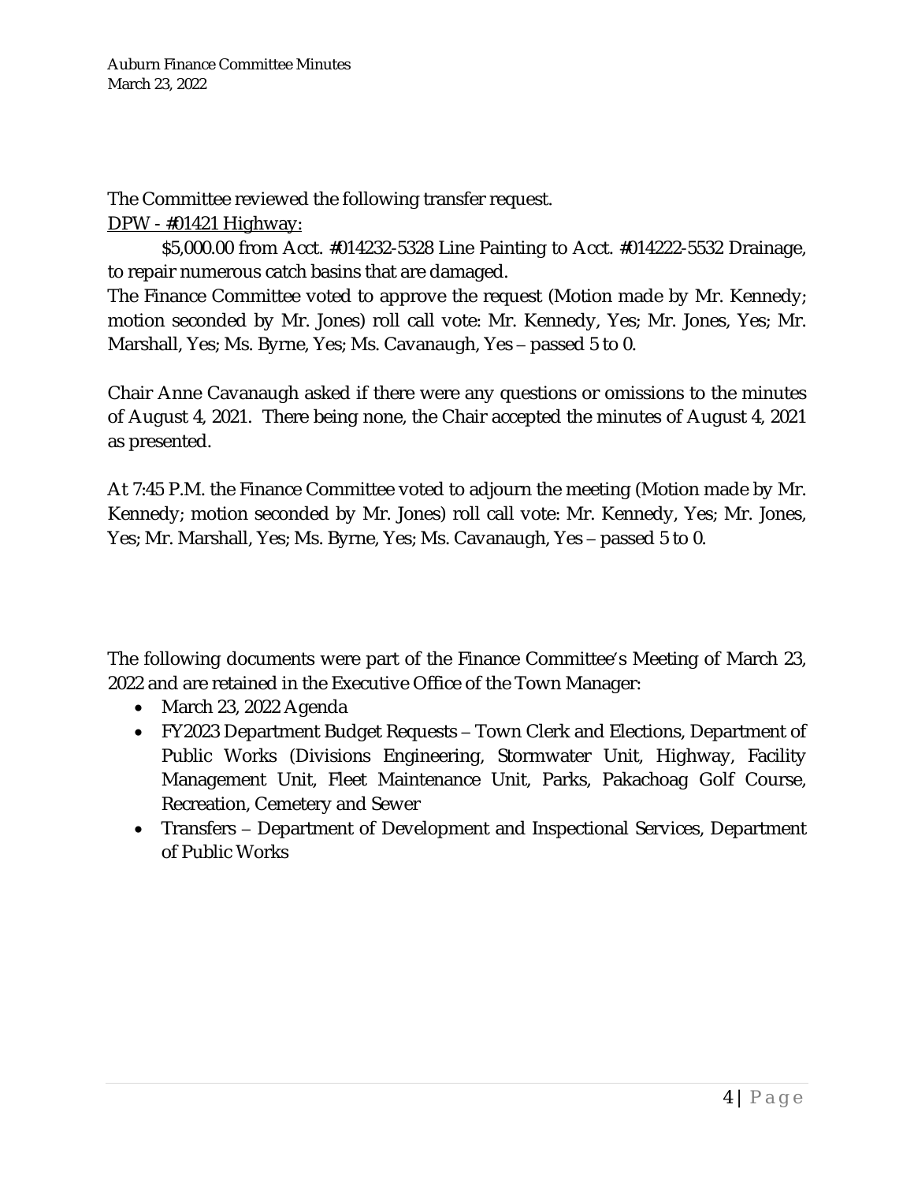The Committee reviewed the following transfer request.

DPW - #01421 Highway:

$5,000.00 from Acct. #014232-5328 Line Painting to Acct. #014222-5532 Drainage, to repair numerous catch basins that are damaged.

The Finance Committee voted to approve the request (Motion made by Mr. Kennedy; motion seconded by Mr. Jones) roll call vote: Mr. Kennedy, Yes; Mr. Jones, Yes; Mr. Marshall, Yes; Ms. Byrne, Yes; Ms. Cavanaugh, Yes – passed 5 to 0.

Chair Anne Cavanaugh asked if there were any questions or omissions to the minutes of August 4, 2021. There being none, the Chair accepted the minutes of August 4, 2021 as presented.

At 7:45 P.M. the Finance Committee voted to adjourn the meeting (Motion made by Mr. Kennedy; motion seconded by Mr. Jones) roll call vote: Mr. Kennedy, Yes; Mr. Jones, Yes; Mr. Marshall, Yes; Ms. Byrne, Yes; Ms. Cavanaugh, Yes – passed 5 to 0.

The following documents were part of the Finance Committee's Meeting of March 23, 2022 and are retained in the Executive Office of the Town Manager:

- March 23, 2022 Agenda
- FY2023 Department Budget Requests – Town Clerk and Elections, Department of Public Works (Divisions Engineering, Stormwater Unit, Highway, Facility Management Unit, Fleet Maintenance Unit, Parks, Pakachoag Golf Course, Recreation, Cemetery and Sewer
- Transfers – Department of Development and Inspectional Services, Department of Public Works